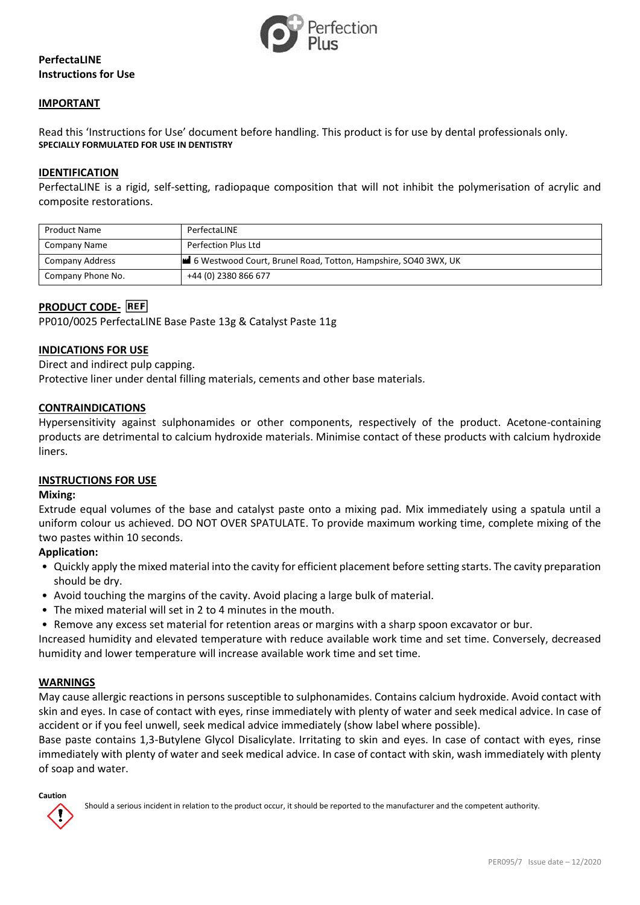**PerfectaLINE**
**Instructions for Use**

## IMPORTANT

Read this 'Instructions for Use' document before handling. This product is for use by dental professionals only.
**SPECIALLY FORMULATED FOR USE IN DENTISTRY**

## IDENTIFICATION

PerfectaLINE is a rigid, self-setting, radiopaque composition that will not inhibit the polymerisation of acrylic and composite restorations.

| Product Name | PerfectaLINE |
|---|---|
| Company Name | Perfection Plus Ltd |
| Company Address | 6 Westwood Court, Brunel Road, Totton, Hampshire, SO40 3WX, UK |
| Company Phone No. | +44 (0) 2380 866 677 |

## PRODUCT CODE- REF

PP010/0025 PerfectaLINE Base Paste 13g & Catalyst Paste 11g

## INDICATIONS FOR USE

Direct and indirect pulp capping.
Protective liner under dental filling materials, cements and other base materials.

## CONTRAINDICATIONS

Hypersensitivity against sulphonamides or other components, respectively of the product. Acetone-containing products are detrimental to calcium hydroxide materials. Minimise contact of these products with calcium hydroxide liners.

## INSTRUCTIONS FOR USE

**Mixing:**
Extrude equal volumes of the base and catalyst paste onto a mixing pad. Mix immediately using a spatula until a uniform colour us achieved. DO NOT OVER SPATULATE. To provide maximum working time, complete mixing of the two pastes within 10 seconds.

**Application:**

- Quickly apply the mixed material into the cavity for efficient placement before setting starts. The cavity preparation should be dry.
- Avoid touching the margins of the cavity. Avoid placing a large bulk of material.
- The mixed material will set in 2 to 4 minutes in the mouth.
- Remove any excess set material for retention areas or margins with a sharp spoon excavator or bur.

Increased humidity and elevated temperature with reduce available work time and set time. Conversely, decreased humidity and lower temperature will increase available work time and set time.

## WARNINGS

May cause allergic reactions in persons susceptible to sulphonamides. Contains calcium hydroxide. Avoid contact with skin and eyes. In case of contact with eyes, rinse immediately with plenty of water and seek medical advice. In case of accident or if you feel unwell, seek medical advice immediately (show label where possible).
Base paste contains 1,3-Butylene Glycol Disalicylate. Irritating to skin and eyes. In case of contact with eyes, rinse immediately with plenty of water and seek medical advice. In case of contact with skin, wash immediately with plenty of soap and water.

**Caution**

Should a serious incident in relation to the product occur, it should be reported to the manufacturer and the competent authority.

PER095/7 Issue date – 12/2020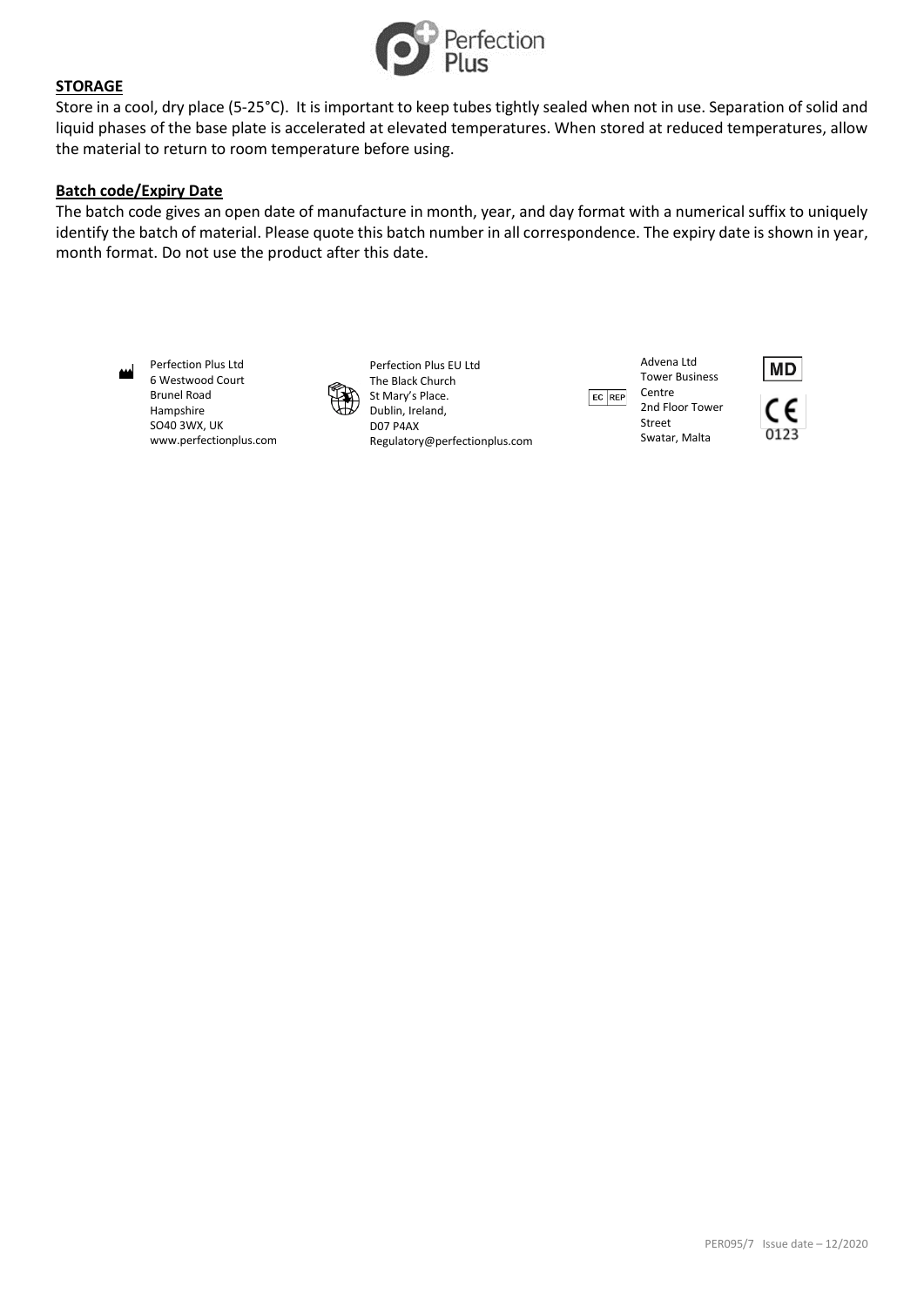## STORAGE

Store in a cool, dry place (5-25°C). It is important to keep tubes tightly sealed when not in use. Separation of solid and liquid phases of the base plate is accelerated at elevated temperatures. When stored at reduced temperatures, allow the material to return to room temperature before using.

## Batch code/Expiry Date

The batch code gives an open date of manufacture in month, year, and day format with a numerical suffix to uniquely identify the batch of material. Please quote this batch number in all correspondence. The expiry date is shown in year, month format. Do not use the product after this date.

Perfection Plus Ltd
6 Westwood Court
Brunel Road
Hampshire
SO40 3WX, UK
www.perfectionplus.com

Perfection Plus EU Ltd
The Black Church
St Mary's Place.
Dublin, Ireland,
D07 P4AX
Regulatory@perfectionplus.com

EC REP

Advena Ltd
Tower Business Centre
2nd Floor Tower Street
Swatar, Malta

MD

CE 0123

PER095/7 Issue date – 12/2020